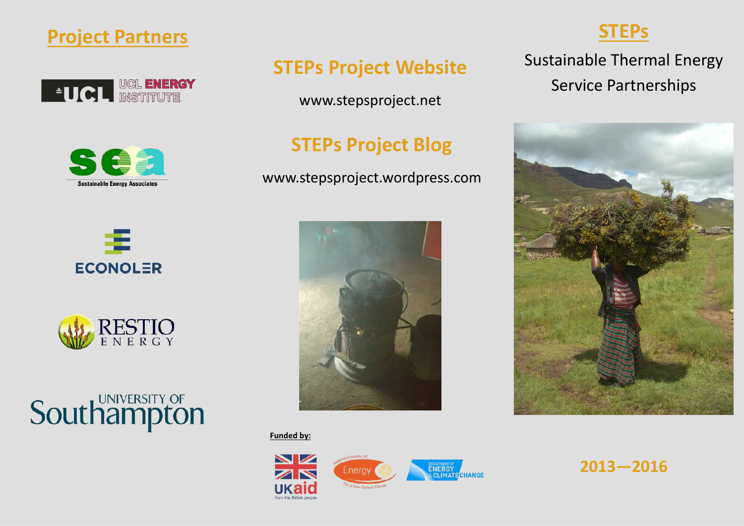## Project Partners

UCL ENERGY INSTITUTE

Sustainable Energy Associates

ECONOLER

RESTIO ENERGY

UNIVERSITY OF Southampton

## STEPs Project Website

www.stepsproject.net

## STEPs Project Blog

www.stepsproject.wordpress.com

**Funded by:**

UKaid from the British people

Research Councils UK Energy For a Low Carbon Future

DEPARTMENT OF ENERGY & CLIMATE CHANGE

# STEPs

Sustainable Thermal Energy Service Partnerships

## 2013—2016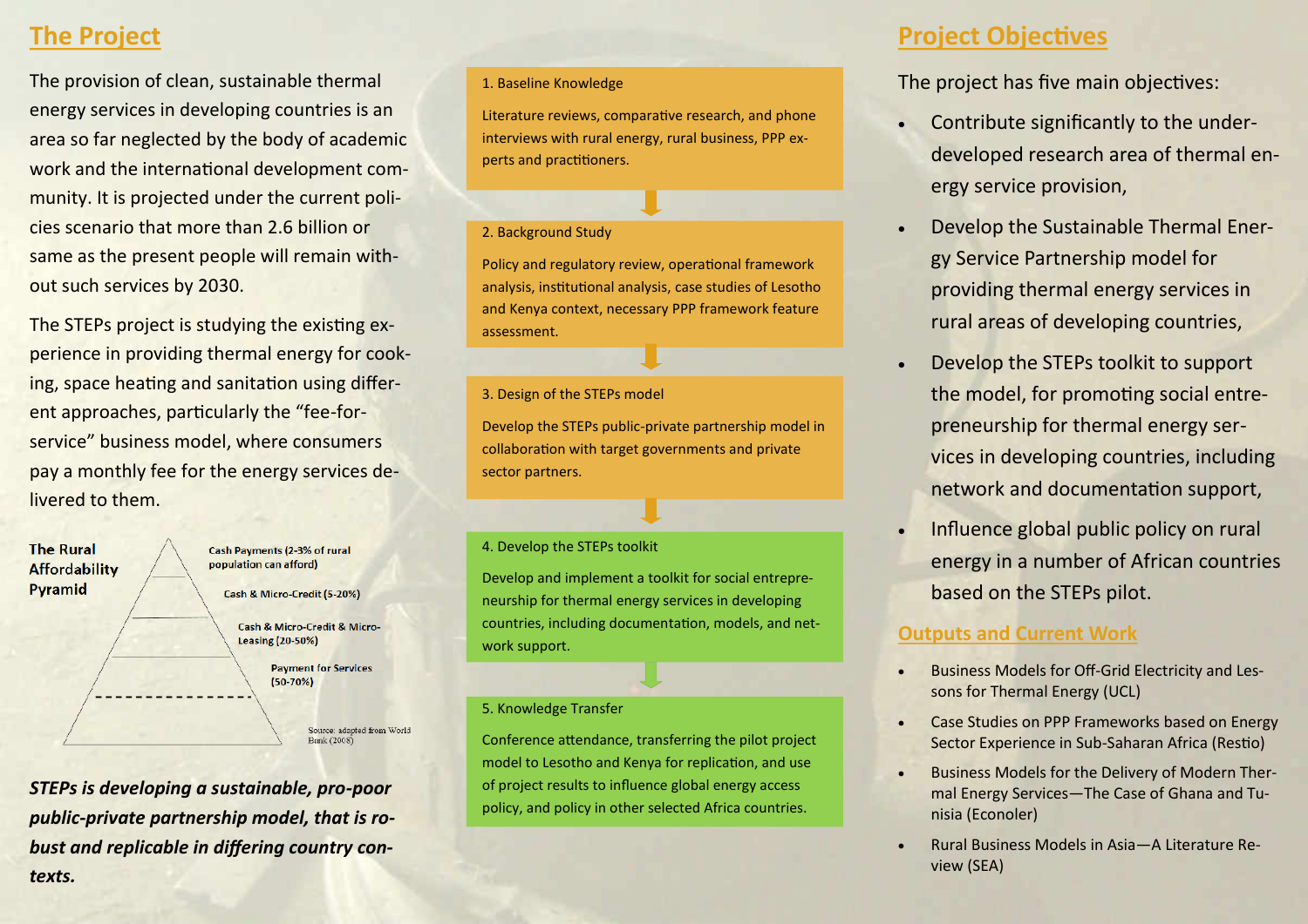## The Project

The provision of clean, sustainable thermal energy services in developing countries is an area so far neglected by the body of academic work and the international development community. It is projected under the current policies scenario that more than 2.6 billion or same as the present people will remain without such services by 2030.

The STEPs project is studying the existing experience in providing thermal energy for cooking, space heating and sanitation using different approaches, particularly the "fee-for-service" business model, where consumers pay a monthly fee for the energy services delivered to them.

**The Rural Affordability Pyramid**

Cash Payments (2-3% of rural population can afford)

Cash & Micro-Credit (5-20%)

Cash & Micro-Credit & Micro-Leasing (20-50%)

Payment for Services (50-70%)

Source: adapted from World Bank (2008)

***STEPs is developing a sustainable, pro-poor public-private partnership model, that is robust and replicable in differing country contexts.***

1. Baseline Knowledge

Literature reviews, comparative research, and phone interviews with rural energy, rural business, PPP experts and practitioners.

2. Background Study

Policy and regulatory review, operational framework analysis, institutional analysis, case studies of Lesotho and Kenya context, necessary PPP framework feature assessment.

3. Design of the STEPs model

Develop the STEPs public-private partnership model in collaboration with target governments and private sector partners.

4. Develop the STEPs toolkit

Develop and implement a toolkit for social entrepreneurship for thermal energy services in developing countries, including documentation, models, and network support.

5. Knowledge Transfer

Conference attendance, transferring the pilot project model to Lesotho and Kenya for replication, and use of project results to influence global energy access policy, and policy in other selected Africa countries.

## Project Objectives

The project has five main objectives:

- Contribute significantly to the under-developed research area of thermal energy service provision,
- Develop the Sustainable Thermal Energy Service Partnership model for providing thermal energy services in rural areas of developing countries,
- Develop the STEPs toolkit to support the model, for promoting social entrepreneurship for thermal energy services in developing countries, including network and documentation support,
- Influence global public policy on rural energy in a number of African countries based on the STEPs pilot.

## Outputs and Current Work

- Business Models for Off-Grid Electricity and Lessons for Thermal Energy (UCL)
- Case Studies on PPP Frameworks based on Energy Sector Experience in Sub-Saharan Africa (Restio)
- Business Models for the Delivery of Modern Thermal Energy Services—The Case of Ghana and Tunisia (Econoler)
- Rural Business Models in Asia—A Literature Review (SEA)